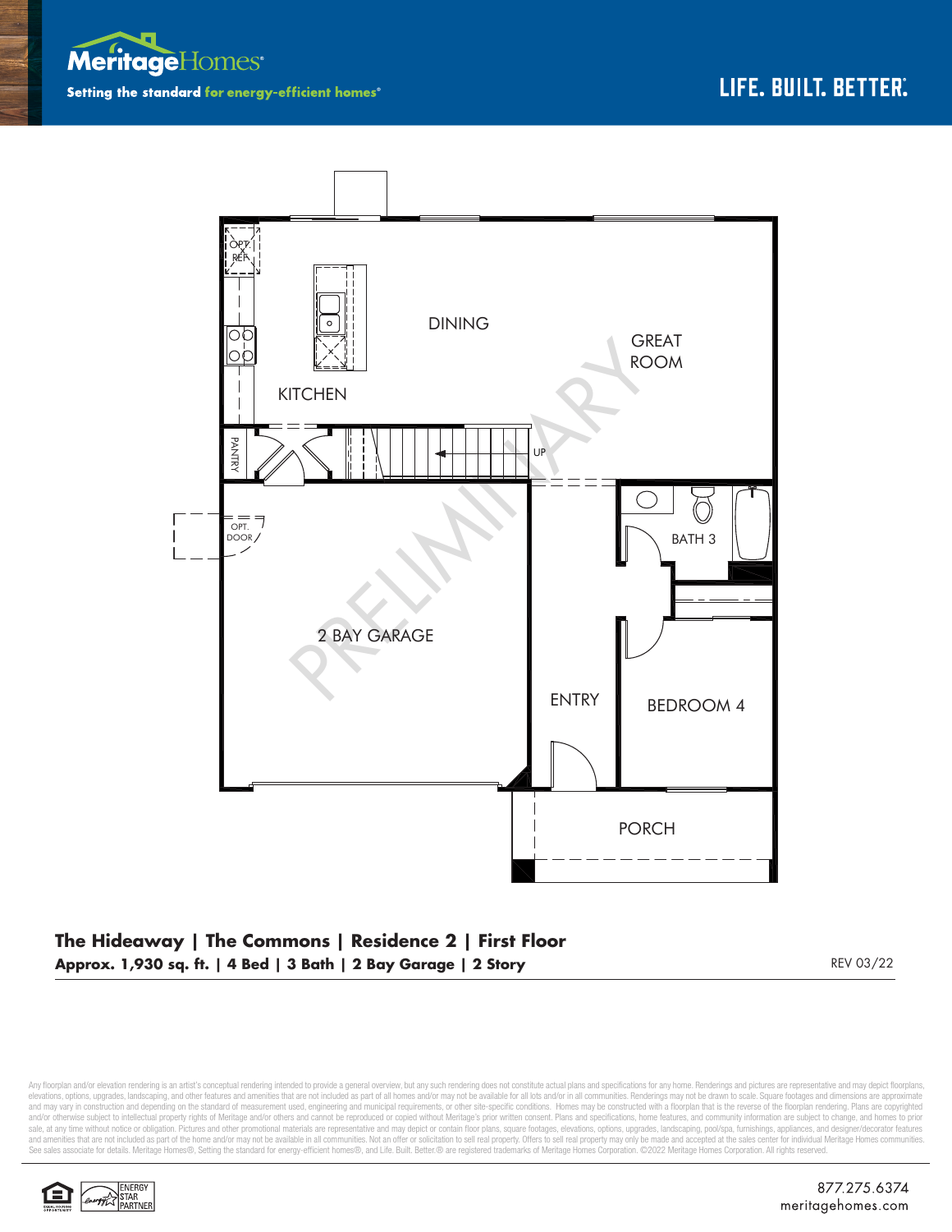MeritageHomes®

Setting the standard for energy-efficient homes®

LIFE. BUILT. BETTER.®

OPT. REF

KITCHEN

DINING

GREAT ROOM

PANTRY

UP

OPT. DOOR

2 BAY GARAGE

BATH 3

ENTRY

BEDROOM 4

PORCH

PRELIMINARY

**The Hideaway | The Commons | Residence 2 | First Floor**

**Approx. 1,930 sq. ft. | 4 Bed | 3 Bath | 2 Bay Garage | 2 Story**

REV 03/22

Any floorplan and/or elevation rendering is an artist's conceptual rendering intended to provide a general overview, but any such rendering does not constitute actual plans and specifications for any home. Renderings and pictures are representative and may depict floorplans, elevations, options, upgrades, landscaping, and other features and amenities that are not included as part of all homes and/or may not be available for all lots and/or in all communities. Renderings may not be drawn to scale. Square footages and dimensions are approximate and may vary in construction and depending on the standard of measurement used, engineering and municipal requirements, or other site-specific conditions. Homes may be constructed with a floorplan that is the reverse of the floorplan rendering. Plans are copyrighted and/or otherwise subject to intellectual property rights of Meritage and/or others and cannot be reproduced or copied without Meritage's prior written consent. Plans and specifications, home features, and community information are subject to change, and homes to prior sale, at any time without notice or obligation. Pictures and other promotional materials are representative and may depict or contain floor plans, square footages, elevations, options, upgrades, landscaping, pool/spa, furnishings, appliances, and designer/decorator features and amenities that are not included as part of the home and/or may not be available in all communities. Not an offer or solicitation to sell real property. Offers to sell real property may only be made and accepted at the sales center for individual Meritage Homes communities. See sales associate for details. Meritage Homes®, Setting the standard for energy-efficient homes®, and Life. Built. Better.® are registered trademarks of Meritage Homes Corporation. ©2022 Meritage Homes Corporation. All rights reserved.

ENERGY STAR PARTNER

877.275.6374

meritagehomes.com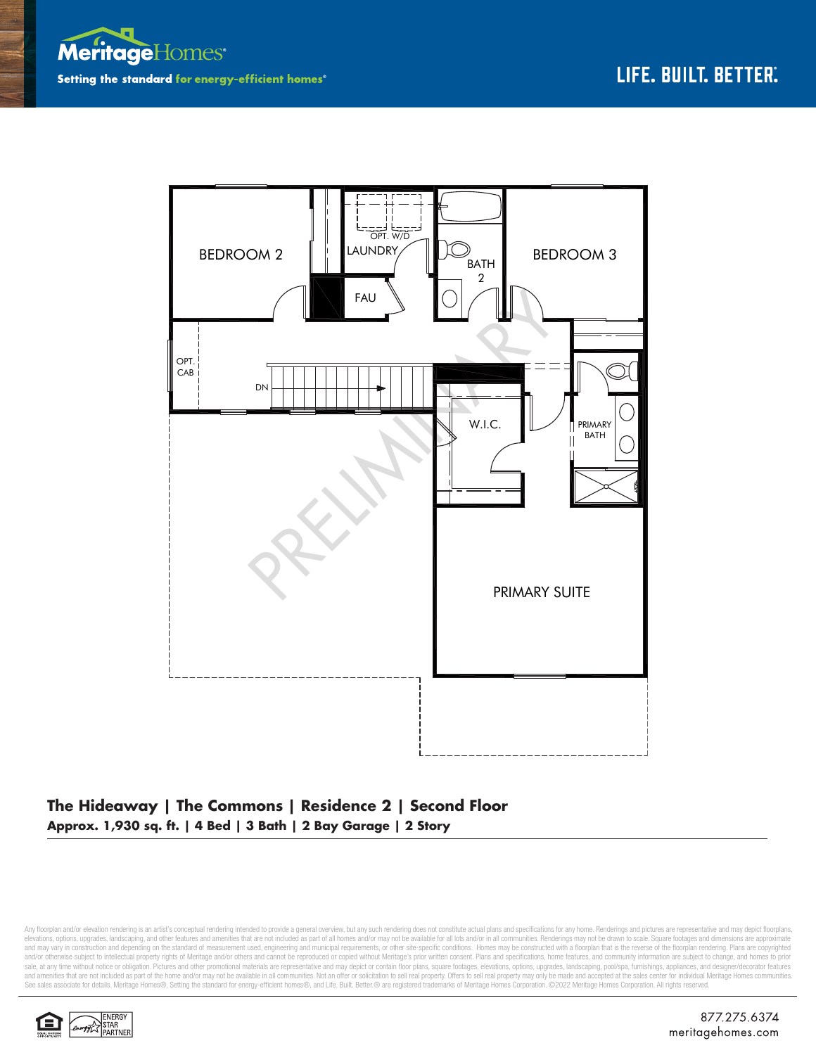Meritage Homes

Setting the standard for energy-efficient homes®

LIFE. BUILT. BETTER.

BEDROOM 2

OPT. W/D

LAUNDRY

BATH 2

BEDROOM 3

FAU

OPT. CAB

DN

W.I.C.

PRIMARY BATH

PRIMARY SUITE

PRELIMINARY

**The Hideaway | The Commons | Residence 2 | Second Floor**

**Approx. 1,930 sq. ft. | 4 Bed | 3 Bath | 2 Bay Garage | 2 Story**

Any floorplan and/or elevation rendering is an artist's conceptual rendering intended to provide a general overview, but any such rendering does not constitute actual plans and specifications for any home. Renderings and pictures are representative and may depict floorplans, elevations, options, upgrades, landscaping, and other features and amenities that are not included as part of all homes and/or may not be available for all lots and/or in all communities. Renderings may not be drawn to scale. Square footages and dimensions are approximate and may vary in construction and depending on the standard of measurement used, engineering and municipal requirements, or other site-specific conditions. Homes may be constructed with a floorplan that is the reverse of the floorplan rendering. Plans are copyrighted and/or otherwise subject to intellectual property rights of Meritage and/or others and cannot be reproduced or copied without Meritage's prior written consent. Plans and specifications, home features, and community information are subject to change, and homes to prior sale, at any time without notice or obligation. Pictures and other promotional materials are representative and may depict or contain floor plans, square footages, elevations, options, upgrades, landscaping, pool/spa, furnishings, appliances, and designer/decorator features and amenities that are not included as part of the home and/or may not be available in all communities. Not an offer or solicitation to sell real property. Offers to sell real property may only be made and accepted at the sales center for individual Meritage Homes communities. See sales associate for details. Meritage Homes®, Setting the standard for energy-efficient homes®, and Life. Built. Better.® are registered trademarks of Meritage Homes Corporation. ©2022 Meritage Homes Corporation. All rights reserved.

ENERGY STAR PARTNER

877.275.6374
meritagehomes.com